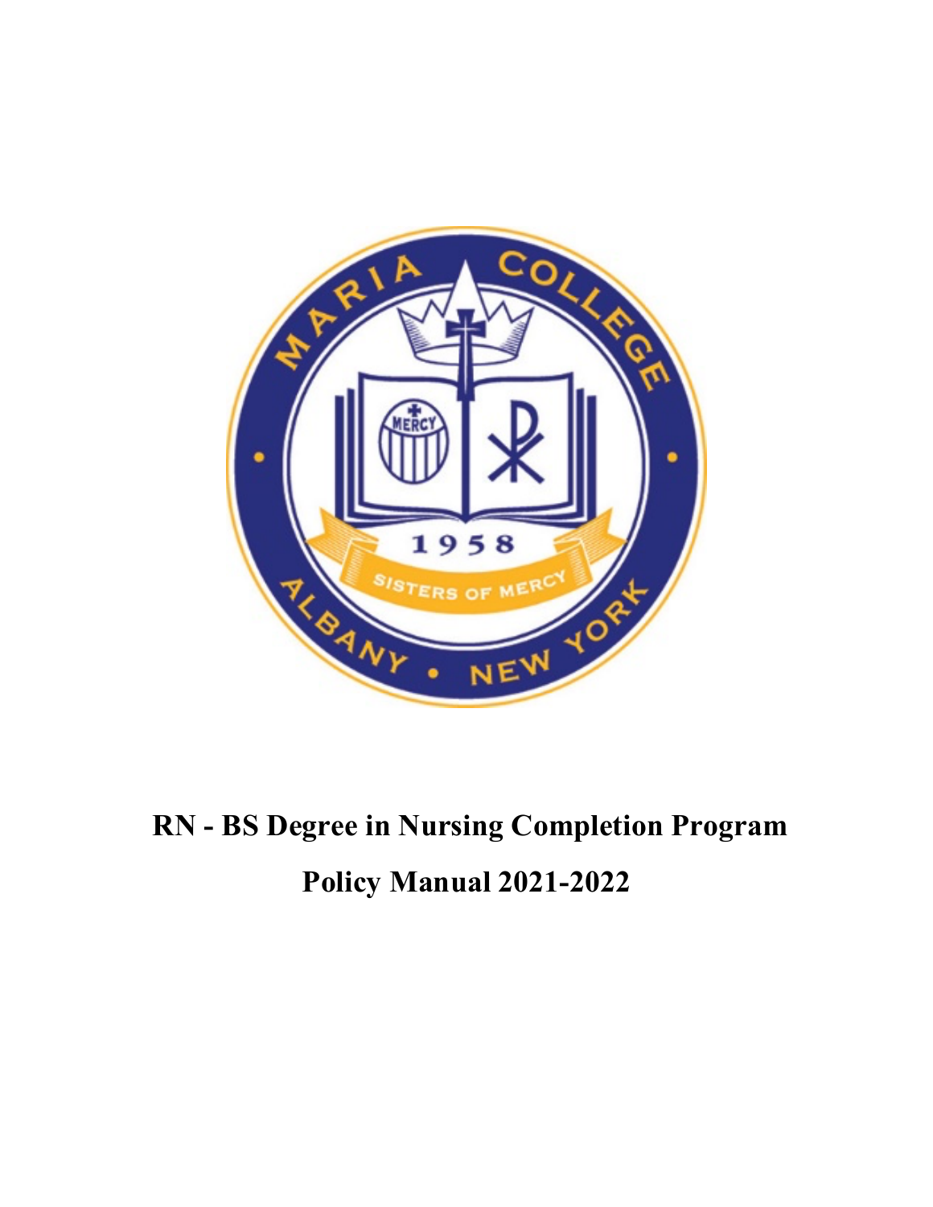# RN - BS Degree in Nursing Completion Program

# Policy Manual 2021-2022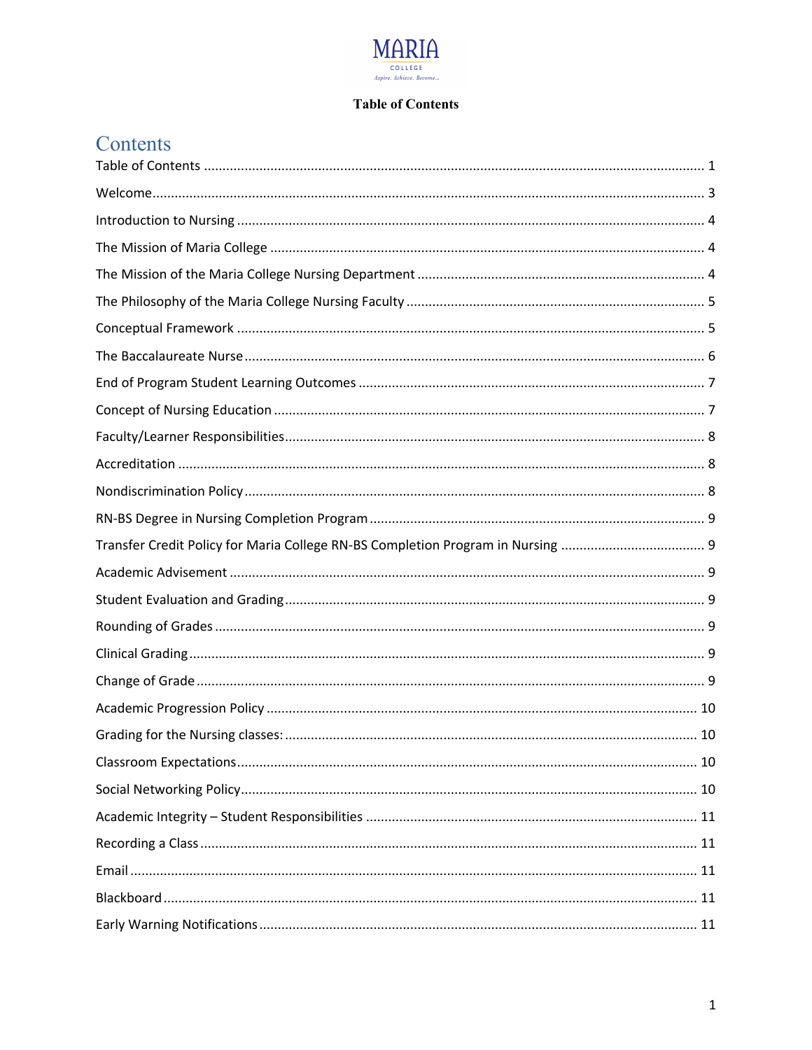**Table of Contents**

# Contents

Table of Contents ........................................................................................................................ 1

Welcome........................................................................................................................................ 3

Introduction to Nursing ................................................................................................................ 4

The Mission of Maria College ....................................................................................................... 4

The Mission of the Maria College Nursing Department ............................................................... 4

The Philosophy of the Maria College Nursing Faculty .................................................................. 5

Conceptual Framework ................................................................................................................ 5

The Baccalaureate Nurse .............................................................................................................. 6

End of Program Student Learning Outcomes ............................................................................... 7

Concept of Nursing Education ...................................................................................................... 7

Faculty/Learner Responsibilities................................................................................................... 8

Accreditation ................................................................................................................................ 8

Nondiscrimination Policy .............................................................................................................. 8

RN-BS Degree in Nursing Completion Program ............................................................................ 9

Transfer Credit Policy for Maria College RN-BS Completion Program in Nursing ........................ 9

Academic Advisement .................................................................................................................. 9

Student Evaluation and Grading................................................................................................... 9

Rounding of Grades ...................................................................................................................... 9

Clinical Grading............................................................................................................................. 9

Change of Grade ........................................................................................................................... 9

Academic Progression Policy ...................................................................................................... 10

Grading for the Nursing classes: ................................................................................................. 10

Classroom Expectations.............................................................................................................. 10

Social Networking Policy............................................................................................................. 10

Academic Integrity – Student Responsibilities ........................................................................... 11

Recording a Class ........................................................................................................................ 11

Email ........................................................................................................................................... 11

Blackboard .................................................................................................................................. 11

Early Warning Notifications ........................................................................................................ 11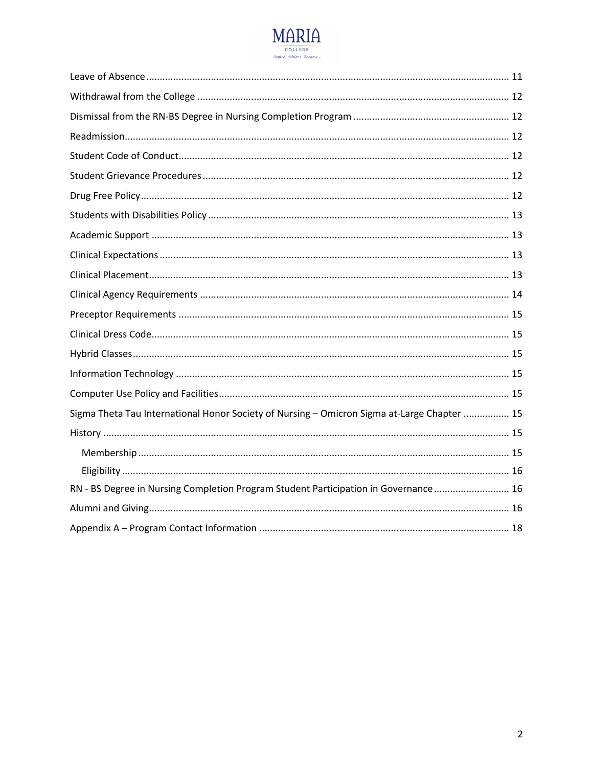Leave of Absence ........................................................................................................................ 11

Withdrawal from the College ..................................................................................................... 12

Dismissal from the RN-BS Degree in Nursing Completion Program .......................................................... 12

Readmission.............................................................................................................................. 12

Student Code of Conduct........................................................................................................... 12

Student Grievance Procedures ................................................................................................... 12

Drug Free Policy.......................................................................................................................... 12

Students with Disabilities Policy ................................................................................................. 13

Academic Support ..................................................................................................................... 13

Clinical Expectations ................................................................................................................... 13

Clinical Placement....................................................................................................................... 13

Clinical Agency Requirements .................................................................................................... 14

Preceptor Requirements ............................................................................................................ 15

Clinical Dress Code...................................................................................................................... 15

Hybrid Classes............................................................................................................................. 15

Information Technology ............................................................................................................. 15

Computer Use Policy and Facilities............................................................................................. 15

Sigma Theta Tau International Honor Society of Nursing – Omicron Sigma at-Large Chapter ................. 15

History ........................................................................................................................................ 15

- Membership ........................................................................................................................... 15
- Eligibility ................................................................................................................................ 16

RN - BS Degree in Nursing Completion Program Student Participation in Governance ............................ 16

Alumni and Giving....................................................................................................................... 16

Appendix A – Program Contact Information ............................................................................... 18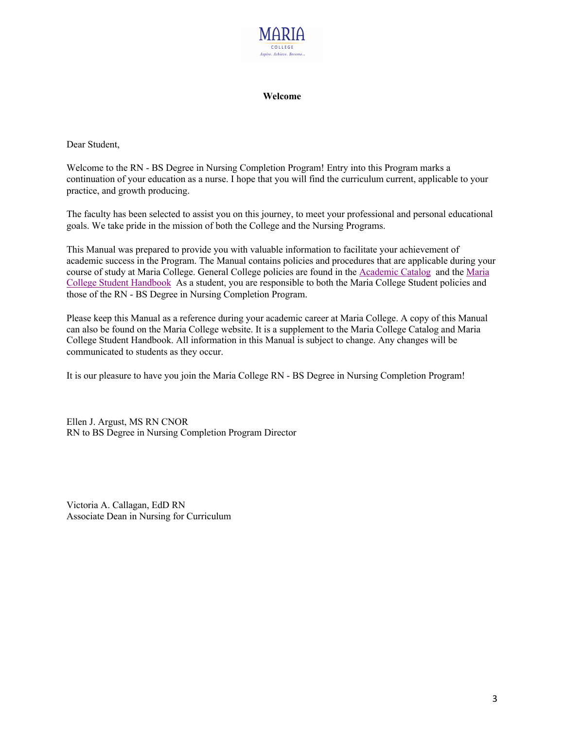# Welcome

Dear Student,

Welcome to the RN - BS Degree in Nursing Completion Program! Entry into this Program marks a continuation of your education as a nurse. I hope that you will find the curriculum current, applicable to your practice, and growth producing.

The faculty has been selected to assist you on this journey, to meet your professional and personal educational goals. We take pride in the mission of both the College and the Nursing Programs.

This Manual was prepared to provide you with valuable information to facilitate your achievement of academic success in the Program. The Manual contains policies and procedures that are applicable during your course of study at Maria College. General College policies are found in the Academic Catalog and the Maria College Student Handbook As a student, you are responsible to both the Maria College Student policies and those of the RN - BS Degree in Nursing Completion Program.

Please keep this Manual as a reference during your academic career at Maria College. A copy of this Manual can also be found on the Maria College website. It is a supplement to the Maria College Catalog and Maria College Student Handbook. All information in this Manual is subject to change. Any changes will be communicated to students as they occur.

It is our pleasure to have you join the Maria College RN - BS Degree in Nursing Completion Program!

Ellen J. Argust, MS RN CNOR
RN to BS Degree in Nursing Completion Program Director

Victoria A. Callagan, EdD RN
Associate Dean in Nursing for Curriculum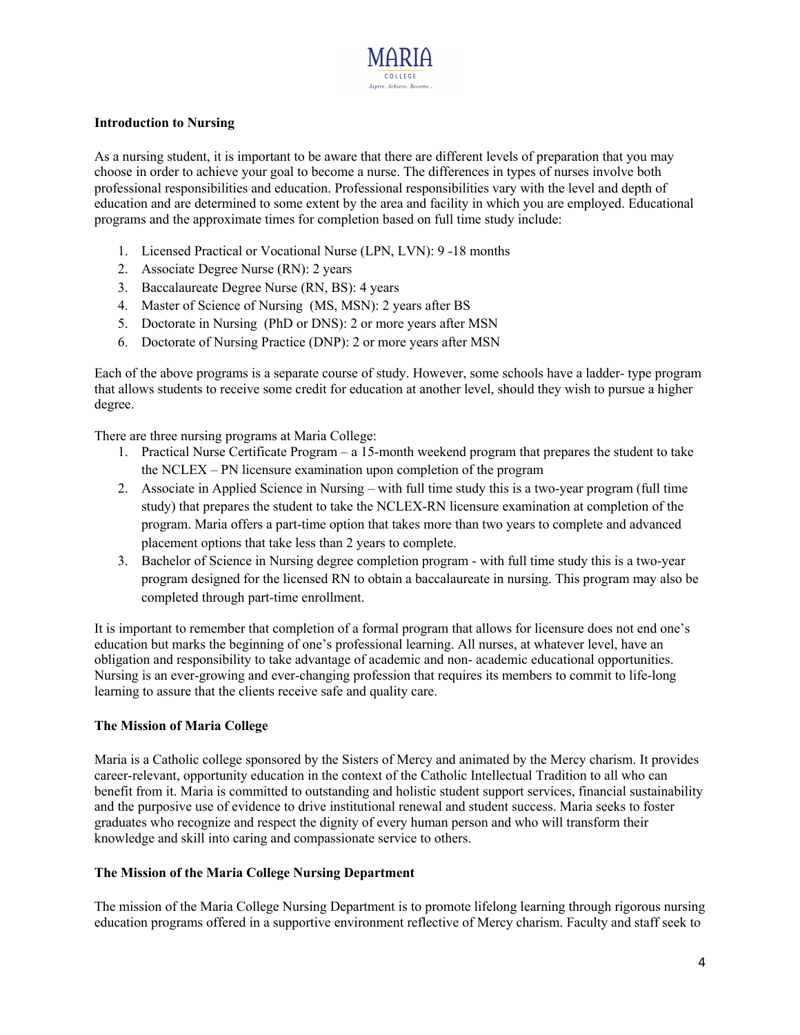**Introduction to Nursing**

As a nursing student, it is important to be aware that there are different levels of preparation that you may choose in order to achieve your goal to become a nurse. The differences in types of nurses involve both professional responsibilities and education. Professional responsibilities vary with the level and depth of education and are determined to some extent by the area and facility in which you are employed. Educational programs and the approximate times for completion based on full time study include:

1. Licensed Practical or Vocational Nurse (LPN, LVN): 9 -18 months
2. Associate Degree Nurse (RN): 2 years
3. Baccalaureate Degree Nurse (RN, BS): 4 years
4. Master of Science of Nursing (MS, MSN): 2 years after BS
5. Doctorate in Nursing (PhD or DNS): 2 or more years after MSN
6. Doctorate of Nursing Practice (DNP): 2 or more years after MSN

Each of the above programs is a separate course of study. However, some schools have a ladder- type program that allows students to receive some credit for education at another level, should they wish to pursue a higher degree.

There are three nursing programs at Maria College:

1. Practical Nurse Certificate Program – a 15-month weekend program that prepares the student to take the NCLEX – PN licensure examination upon completion of the program
2. Associate in Applied Science in Nursing – with full time study this is a two-year program (full time study) that prepares the student to take the NCLEX-RN licensure examination at completion of the program. Maria offers a part-time option that takes more than two years to complete and advanced placement options that take less than 2 years to complete.
3. Bachelor of Science in Nursing degree completion program - with full time study this is a two-year program designed for the licensed RN to obtain a baccalaureate in nursing. This program may also be completed through part-time enrollment.

It is important to remember that completion of a formal program that allows for licensure does not end one's education but marks the beginning of one's professional learning. All nurses, at whatever level, have an obligation and responsibility to take advantage of academic and non- academic educational opportunities. Nursing is an ever-growing and ever-changing profession that requires its members to commit to life-long learning to assure that the clients receive safe and quality care.

**The Mission of Maria College**

Maria is a Catholic college sponsored by the Sisters of Mercy and animated by the Mercy charism. It provides career-relevant, opportunity education in the context of the Catholic Intellectual Tradition to all who can benefit from it. Maria is committed to outstanding and holistic student support services, financial sustainability and the purposive use of evidence to drive institutional renewal and student success. Maria seeks to foster graduates who recognize and respect the dignity of every human person and who will transform their knowledge and skill into caring and compassionate service to others.

**The Mission of the Maria College Nursing Department**

The mission of the Maria College Nursing Department is to promote lifelong learning through rigorous nursing education programs offered in a supportive environment reflective of Mercy charism. Faculty and staff seek to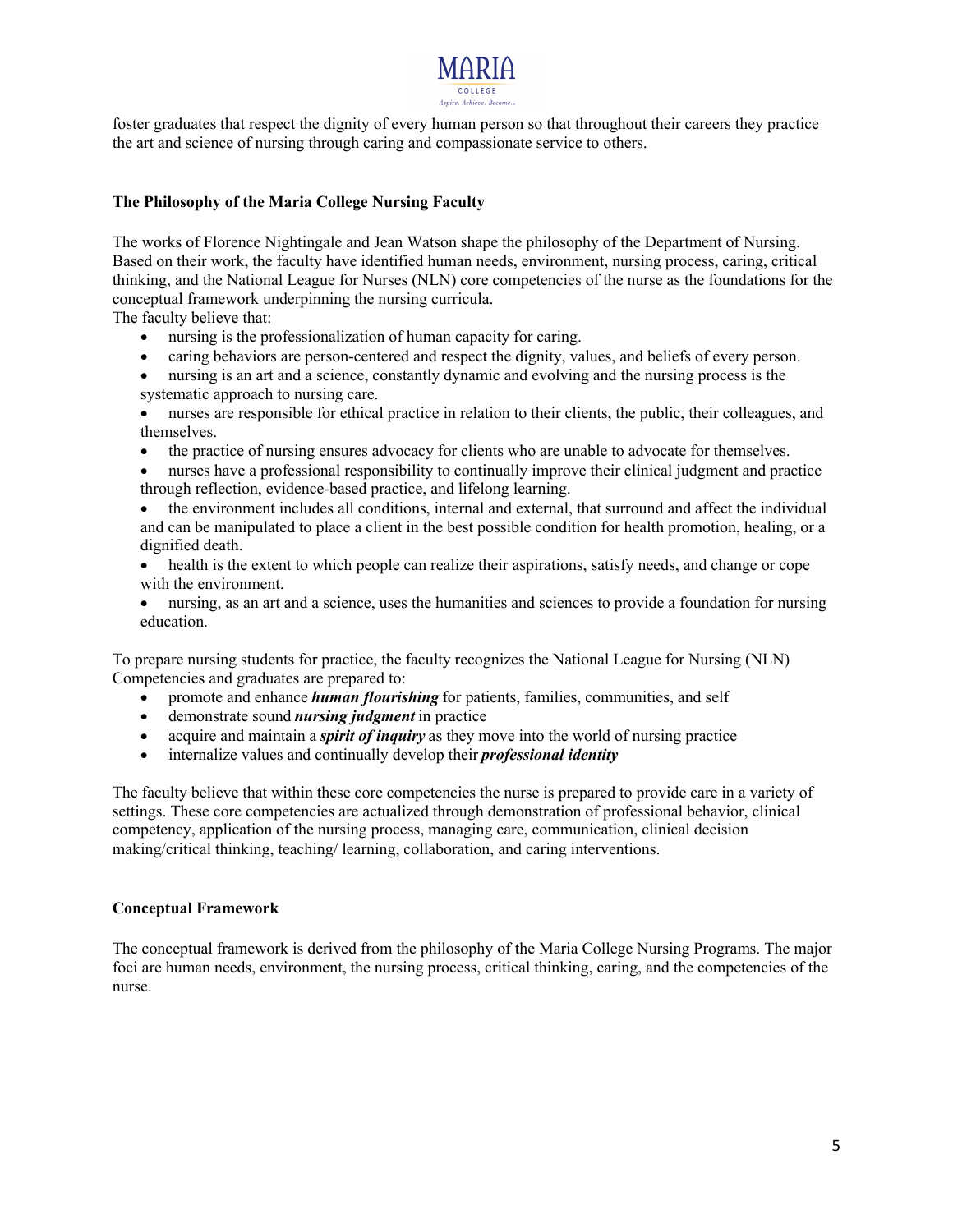foster graduates that respect the dignity of every human person so that throughout their careers they practice the art and science of nursing through caring and compassionate service to others.

**The Philosophy of the Maria College Nursing Faculty**

The works of Florence Nightingale and Jean Watson shape the philosophy of the Department of Nursing. Based on their work, the faculty have identified human needs, environment, nursing process, caring, critical thinking, and the National League for Nurses (NLN) core competencies of the nurse as the foundations for the conceptual framework underpinning the nursing curricula.

The faculty believe that:

- nursing is the professionalization of human capacity for caring.
- caring behaviors are person-centered and respect the dignity, values, and beliefs of every person.
- nursing is an art and a science, constantly dynamic and evolving and the nursing process is the systematic approach to nursing care.
- nurses are responsible for ethical practice in relation to their clients, the public, their colleagues, and themselves.
- the practice of nursing ensures advocacy for clients who are unable to advocate for themselves.
- nurses have a professional responsibility to continually improve their clinical judgment and practice through reflection, evidence-based practice, and lifelong learning.
- the environment includes all conditions, internal and external, that surround and affect the individual and can be manipulated to place a client in the best possible condition for health promotion, healing, or a dignified death.
- health is the extent to which people can realize their aspirations, satisfy needs, and change or cope with the environment.
- nursing, as an art and a science, uses the humanities and sciences to provide a foundation for nursing education.

To prepare nursing students for practice, the faculty recognizes the National League for Nursing (NLN) Competencies and graduates are prepared to:

- promote and enhance ***human flourishing*** for patients, families, communities, and self
- demonstrate sound ***nursing judgment*** in practice
- acquire and maintain a ***spirit of inquiry*** as they move into the world of nursing practice
- internalize values and continually develop their ***professional identity***

The faculty believe that within these core competencies the nurse is prepared to provide care in a variety of settings. These core competencies are actualized through demonstration of professional behavior, clinical competency, application of the nursing process, managing care, communication, clinical decision making/critical thinking, teaching/ learning, collaboration, and caring interventions.

**Conceptual Framework**

The conceptual framework is derived from the philosophy of the Maria College Nursing Programs. The major foci are human needs, environment, the nursing process, critical thinking, caring, and the competencies of the nurse.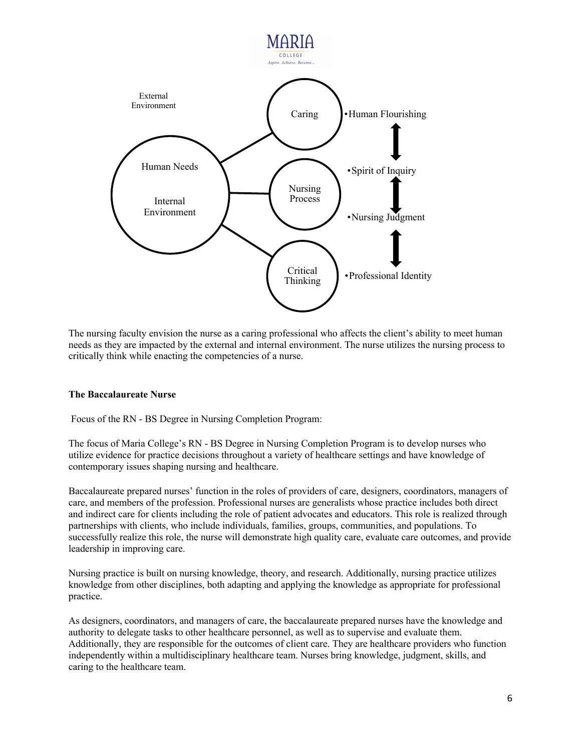External Environment

Human Needs

Internal Environment

Caring

Nursing Process

Critical Thinking

- Human Flourishing
- Spirit of Inquiry
- Nursing Judgment
- Professional Identity

The nursing faculty envision the nurse as a caring professional who affects the client's ability to meet human needs as they are impacted by the external and internal environment. The nurse utilizes the nursing process to critically think while enacting the competencies of a nurse.

**The Baccalaureate Nurse**

Focus of the RN - BS Degree in Nursing Completion Program:

The focus of Maria College's RN - BS Degree in Nursing Completion Program is to develop nurses who utilize evidence for practice decisions throughout a variety of healthcare settings and have knowledge of contemporary issues shaping nursing and healthcare.

Baccalaureate prepared nurses' function in the roles of providers of care, designers, coordinators, managers of care, and members of the profession. Professional nurses are generalists whose practice includes both direct and indirect care for clients including the role of patient advocates and educators. This role is realized through partnerships with clients, who include individuals, families, groups, communities, and populations. To successfully realize this role, the nurse will demonstrate high quality care, evaluate care outcomes, and provide leadership in improving care.

Nursing practice is built on nursing knowledge, theory, and research. Additionally, nursing practice utilizes knowledge from other disciplines, both adapting and applying the knowledge as appropriate for professional practice.

As designers, coordinators, and managers of care, the baccalaureate prepared nurses have the knowledge and authority to delegate tasks to other healthcare personnel, as well as to supervise and evaluate them. Additionally, they are responsible for the outcomes of client care. They are healthcare providers who function independently within a multidisciplinary healthcare team. Nurses bring knowledge, judgment, skills, and caring to the healthcare team.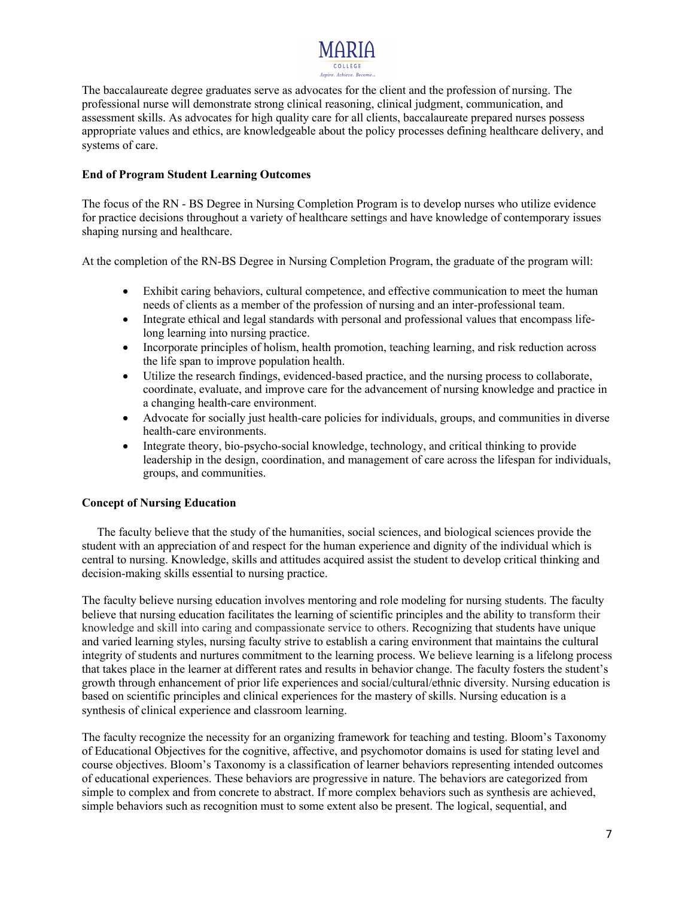The baccalaureate degree graduates serve as advocates for the client and the profession of nursing. The professional nurse will demonstrate strong clinical reasoning, clinical judgment, communication, and assessment skills. As advocates for high quality care for all clients, baccalaureate prepared nurses possess appropriate values and ethics, are knowledgeable about the policy processes defining healthcare delivery, and systems of care.

**End of Program Student Learning Outcomes**

The focus of the RN - BS Degree in Nursing Completion Program is to develop nurses who utilize evidence for practice decisions throughout a variety of healthcare settings and have knowledge of contemporary issues shaping nursing and healthcare.

At the completion of the RN-BS Degree in Nursing Completion Program, the graduate of the program will:

- Exhibit caring behaviors, cultural competence, and effective communication to meet the human needs of clients as a member of the profession of nursing and an inter-professional team.
- Integrate ethical and legal standards with personal and professional values that encompass life-long learning into nursing practice.
- Incorporate principles of holism, health promotion, teaching learning, and risk reduction across the life span to improve population health.
- Utilize the research findings, evidenced-based practice, and the nursing process to collaborate, coordinate, evaluate, and improve care for the advancement of nursing knowledge and practice in a changing health-care environment.
- Advocate for socially just health-care policies for individuals, groups, and communities in diverse health-care environments.
- Integrate theory, bio-psycho-social knowledge, technology, and critical thinking to provide leadership in the design, coordination, and management of care across the lifespan for individuals, groups, and communities.

**Concept of Nursing Education**

The faculty believe that the study of the humanities, social sciences, and biological sciences provide the student with an appreciation of and respect for the human experience and dignity of the individual which is central to nursing. Knowledge, skills and attitudes acquired assist the student to develop critical thinking and decision-making skills essential to nursing practice.

The faculty believe nursing education involves mentoring and role modeling for nursing students. The faculty believe that nursing education facilitates the learning of scientific principles and the ability to transform their knowledge and skill into caring and compassionate service to others. Recognizing that students have unique and varied learning styles, nursing faculty strive to establish a caring environment that maintains the cultural integrity of students and nurtures commitment to the learning process. We believe learning is a lifelong process that takes place in the learner at different rates and results in behavior change. The faculty fosters the student's growth through enhancement of prior life experiences and social/cultural/ethnic diversity. Nursing education is based on scientific principles and clinical experiences for the mastery of skills. Nursing education is a synthesis of clinical experience and classroom learning.

The faculty recognize the necessity for an organizing framework for teaching and testing. Bloom's Taxonomy of Educational Objectives for the cognitive, affective, and psychomotor domains is used for stating level and course objectives. Bloom's Taxonomy is a classification of learner behaviors representing intended outcomes of educational experiences. These behaviors are progressive in nature. The behaviors are categorized from simple to complex and from concrete to abstract. If more complex behaviors such as synthesis are achieved, simple behaviors such as recognition must to some extent also be present. The logical, sequential, and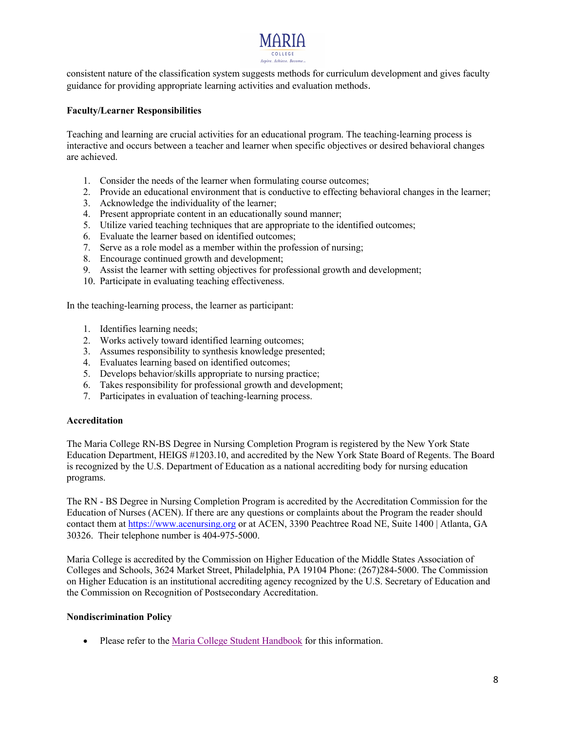consistent nature of the classification system suggests methods for curriculum development and gives faculty guidance for providing appropriate learning activities and evaluation methods.

**Faculty/Learner Responsibilities**

Teaching and learning are crucial activities for an educational program. The teaching-learning process is interactive and occurs between a teacher and learner when specific objectives or desired behavioral changes are achieved.

1. Consider the needs of the learner when formulating course outcomes;
2. Provide an educational environment that is conductive to effecting behavioral changes in the learner;
3. Acknowledge the individuality of the learner;
4. Present appropriate content in an educationally sound manner;
5. Utilize varied teaching techniques that are appropriate to the identified outcomes;
6. Evaluate the learner based on identified outcomes;
7. Serve as a role model as a member within the profession of nursing;
8. Encourage continued growth and development;
9. Assist the learner with setting objectives for professional growth and development;
10. Participate in evaluating teaching effectiveness.

In the teaching-learning process, the learner as participant:

1. Identifies learning needs;
2. Works actively toward identified learning outcomes;
3. Assumes responsibility to synthesis knowledge presented;
4. Evaluates learning based on identified outcomes;
5. Develops behavior/skills appropriate to nursing practice;
6. Takes responsibility for professional growth and development;
7. Participates in evaluation of teaching-learning process.

**Accreditation**

The Maria College RN-BS Degree in Nursing Completion Program is registered by the New York State Education Department, HEIGS #1203.10, and accredited by the New York State Board of Regents. The Board is recognized by the U.S. Department of Education as a national accrediting body for nursing education programs.

The RN - BS Degree in Nursing Completion Program is accredited by the Accreditation Commission for the Education of Nurses (ACEN). If there are any questions or complaints about the Program the reader should contact them at [https://www.acenursing.org](https://www.acenursing.org) or at ACEN, 3390 Peachtree Road NE, Suite 1400 | Atlanta, GA 30326. Their telephone number is 404-975-5000.

Maria College is accredited by the Commission on Higher Education of the Middle States Association of Colleges and Schools, 3624 Market Street, Philadelphia, PA 19104 Phone: (267)284-5000. The Commission on Higher Education is an institutional accrediting agency recognized by the U.S. Secretary of Education and the Commission on Recognition of Postsecondary Accreditation.

**Nondiscrimination Policy**

- Please refer to the Maria College Student Handbook for this information.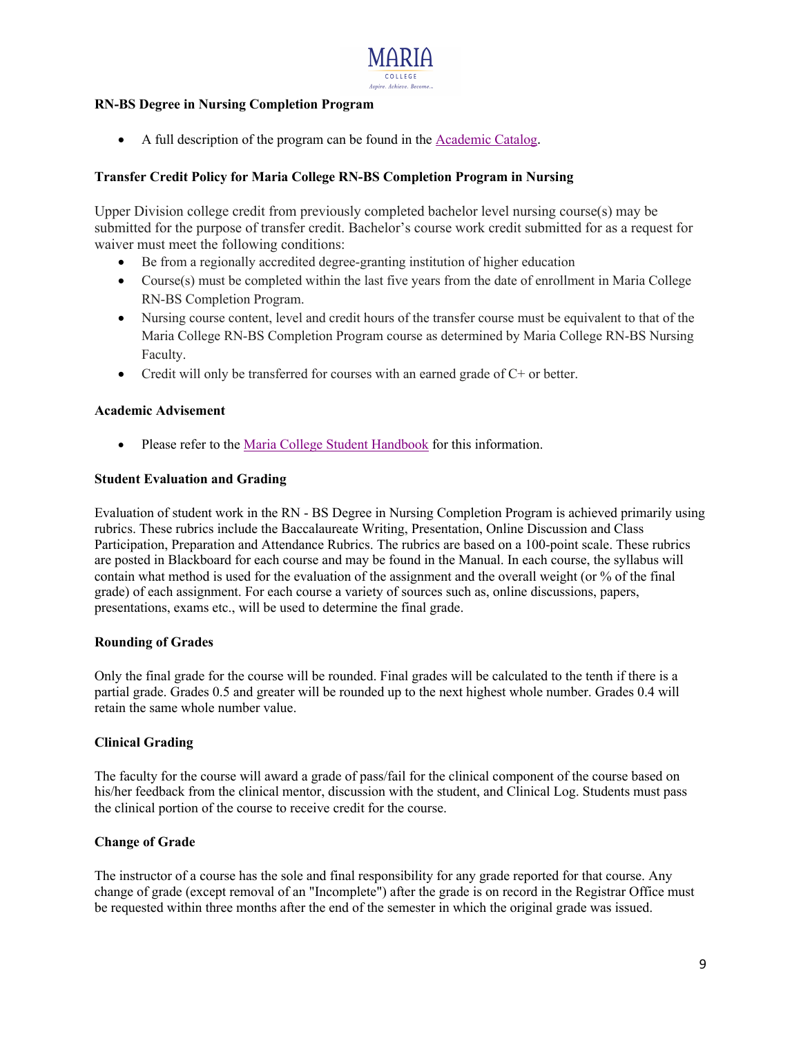**RN-BS Degree in Nursing Completion Program**

- A full description of the program can be found in the Academic Catalog.

**Transfer Credit Policy for Maria College RN-BS Completion Program in Nursing**

Upper Division college credit from previously completed bachelor level nursing course(s) may be submitted for the purpose of transfer credit. Bachelor's course work credit submitted for as a request for waiver must meet the following conditions:

- Be from a regionally accredited degree-granting institution of higher education
- Course(s) must be completed within the last five years from the date of enrollment in Maria College RN-BS Completion Program.
- Nursing course content, level and credit hours of the transfer course must be equivalent to that of the Maria College RN-BS Completion Program course as determined by Maria College RN-BS Nursing Faculty.
- Credit will only be transferred for courses with an earned grade of C+ or better.

**Academic Advisement**

- Please refer to the Maria College Student Handbook for this information.

**Student Evaluation and Grading**

Evaluation of student work in the RN - BS Degree in Nursing Completion Program is achieved primarily using rubrics. These rubrics include the Baccalaureate Writing, Presentation, Online Discussion and Class Participation, Preparation and Attendance Rubrics. The rubrics are based on a 100-point scale. These rubrics are posted in Blackboard for each course and may be found in the Manual. In each course, the syllabus will contain what method is used for the evaluation of the assignment and the overall weight (or % of the final grade) of each assignment. For each course a variety of sources such as, online discussions, papers, presentations, exams etc., will be used to determine the final grade.

**Rounding of Grades**

Only the final grade for the course will be rounded. Final grades will be calculated to the tenth if there is a partial grade. Grades 0.5 and greater will be rounded up to the next highest whole number. Grades 0.4 will retain the same whole number value.

**Clinical Grading**

The faculty for the course will award a grade of pass/fail for the clinical component of the course based on his/her feedback from the clinical mentor, discussion with the student, and Clinical Log. Students must pass the clinical portion of the course to receive credit for the course.

**Change of Grade**

The instructor of a course has the sole and final responsibility for any grade reported for that course. Any change of grade (except removal of an "Incomplete") after the grade is on record in the Registrar Office must be requested within three months after the end of the semester in which the original grade was issued.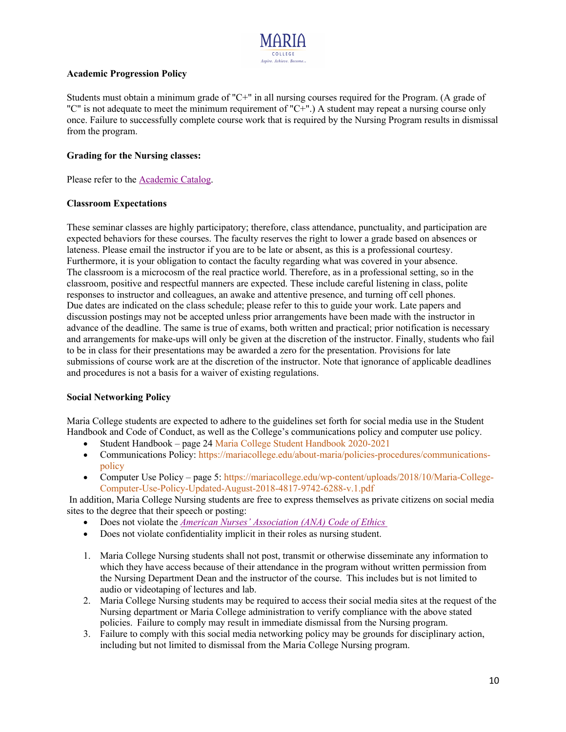**Academic Progression Policy**

Students must obtain a minimum grade of "C+" in all nursing courses required for the Program. (A grade of "C" is not adequate to meet the minimum requirement of "C+".) A student may repeat a nursing course only once. Failure to successfully complete course work that is required by the Nursing Program results in dismissal from the program.

**Grading for the Nursing classes:**

Please refer to the Academic Catalog.

**Classroom Expectations**

These seminar classes are highly participatory; therefore, class attendance, punctuality, and participation are expected behaviors for these courses. The faculty reserves the right to lower a grade based on absences or lateness. Please email the instructor if you are to be late or absent, as this is a professional courtesy. Furthermore, it is your obligation to contact the faculty regarding what was covered in your absence.
The classroom is a microcosm of the real practice world. Therefore, as in a professional setting, so in the classroom, positive and respectful manners are expected. These include careful listening in class, polite responses to instructor and colleagues, an awake and attentive presence, and turning off cell phones.
Due dates are indicated on the class schedule; please refer to this to guide your work. Late papers and discussion postings may not be accepted unless prior arrangements have been made with the instructor in advance of the deadline. The same is true of exams, both written and practical; prior notification is necessary and arrangements for make-ups will only be given at the discretion of the instructor. Finally, students who fail to be in class for their presentations may be awarded a zero for the presentation. Provisions for late submissions of course work are at the discretion of the instructor. Note that ignorance of applicable deadlines and procedures is not a basis for a waiver of existing regulations.

**Social Networking Policy**

Maria College students are expected to adhere to the guidelines set forth for social media use in the Student Handbook and Code of Conduct, as well as the College's communications policy and computer use policy.

- Student Handbook – page 24 Maria College Student Handbook 2020-2021
- Communications Policy: https://mariacollege.edu/about-maria/policies-procedures/communications-policy
- Computer Use Policy – page 5: https://mariacollege.edu/wp-content/uploads/2018/10/Maria-College-Computer-Use-Policy-Updated-August-2018-4817-9742-6288-v.1.pdf

In addition, Maria College Nursing students are free to express themselves as private citizens on social media sites to the degree that their speech or posting:

- Does not violate the *American Nurses' Association (ANA) Code of Ethics*
- Does not violate confidentiality implicit in their roles as nursing student.

1. Maria College Nursing students shall not post, transmit or otherwise disseminate any information to which they have access because of their attendance in the program without written permission from the Nursing Department Dean and the instructor of the course. This includes but is not limited to audio or videotaping of lectures and lab.
2. Maria College Nursing students may be required to access their social media sites at the request of the Nursing department or Maria College administration to verify compliance with the above stated policies. Failure to comply may result in immediate dismissal from the Nursing program.
3. Failure to comply with this social media networking policy may be grounds for disciplinary action, including but not limited to dismissal from the Maria College Nursing program.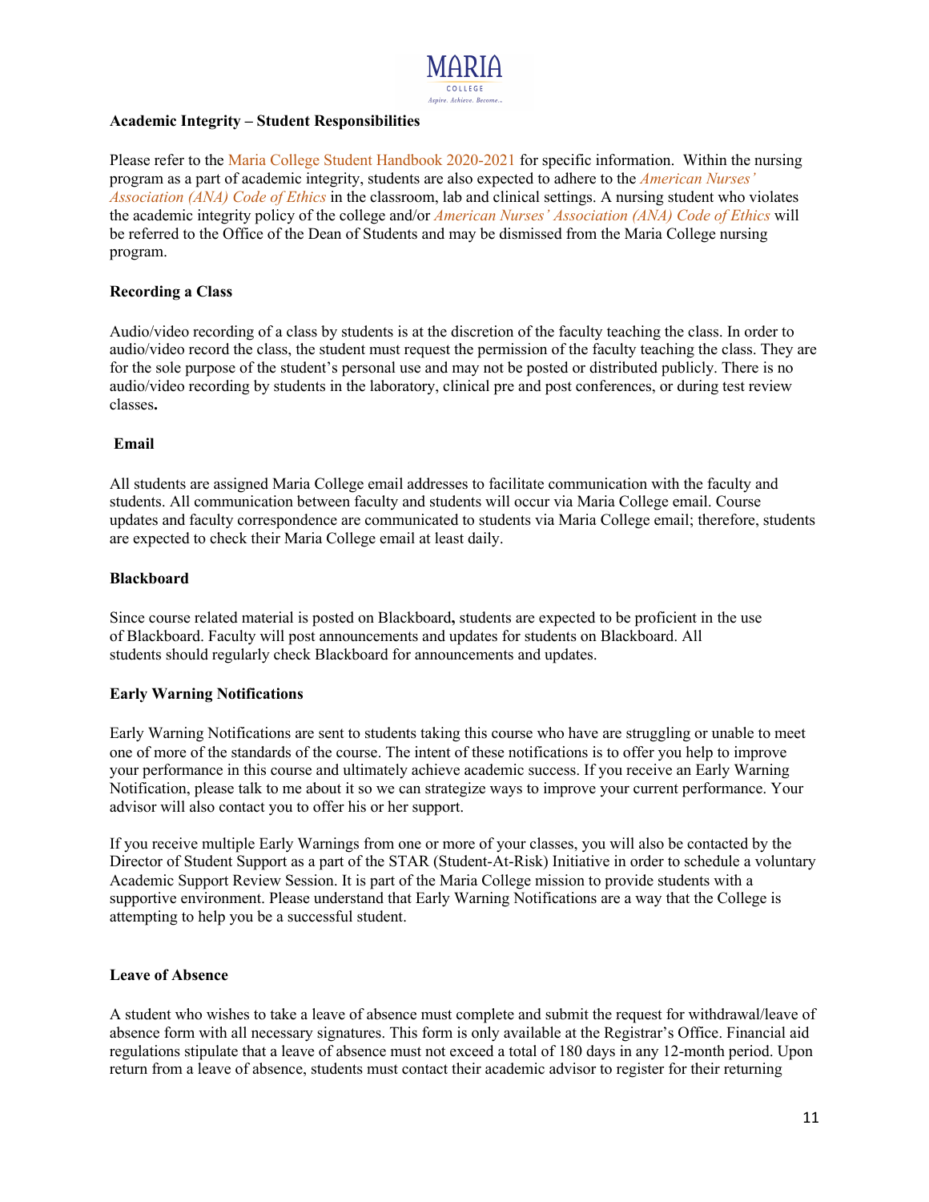**Academic Integrity – Student Responsibilities**

Please refer to the Maria College Student Handbook 2020-2021 for specific information. Within the nursing program as a part of academic integrity, students are also expected to adhere to the *American Nurses' Association (ANA) Code of Ethics* in the classroom, lab and clinical settings. A nursing student who violates the academic integrity policy of the college and/or *American Nurses' Association (ANA) Code of Ethics* will be referred to the Office of the Dean of Students and may be dismissed from the Maria College nursing program.

**Recording a Class**

Audio/video recording of a class by students is at the discretion of the faculty teaching the class. In order to audio/video record the class, the student must request the permission of the faculty teaching the class. They are for the sole purpose of the student's personal use and may not be posted or distributed publicly. There is no audio/video recording by students in the laboratory, clinical pre and post conferences, or during test review classes**.**

**Email**

All students are assigned Maria College email addresses to facilitate communication with the faculty and students. All communication between faculty and students will occur via Maria College email. Course updates and faculty correspondence are communicated to students via Maria College email; therefore, students are expected to check their Maria College email at least daily.

**Blackboard**

Since course related material is posted on Blackboard**,** students are expected to be proficient in the use of Blackboard. Faculty will post announcements and updates for students on Blackboard. All students should regularly check Blackboard for announcements and updates.

**Early Warning Notifications**

Early Warning Notifications are sent to students taking this course who have are struggling or unable to meet one of more of the standards of the course. The intent of these notifications is to offer you help to improve your performance in this course and ultimately achieve academic success. If you receive an Early Warning Notification, please talk to me about it so we can strategize ways to improve your current performance. Your advisor will also contact you to offer his or her support.

If you receive multiple Early Warnings from one or more of your classes, you will also be contacted by the Director of Student Support as a part of the STAR (Student-At-Risk) Initiative in order to schedule a voluntary Academic Support Review Session. It is part of the Maria College mission to provide students with a supportive environment. Please understand that Early Warning Notifications are a way that the College is attempting to help you be a successful student.

**Leave of Absence**

A student who wishes to take a leave of absence must complete and submit the request for withdrawal/leave of absence form with all necessary signatures. This form is only available at the Registrar's Office. Financial aid regulations stipulate that a leave of absence must not exceed a total of 180 days in any 12-month period. Upon return from a leave of absence, students must contact their academic advisor to register for their returning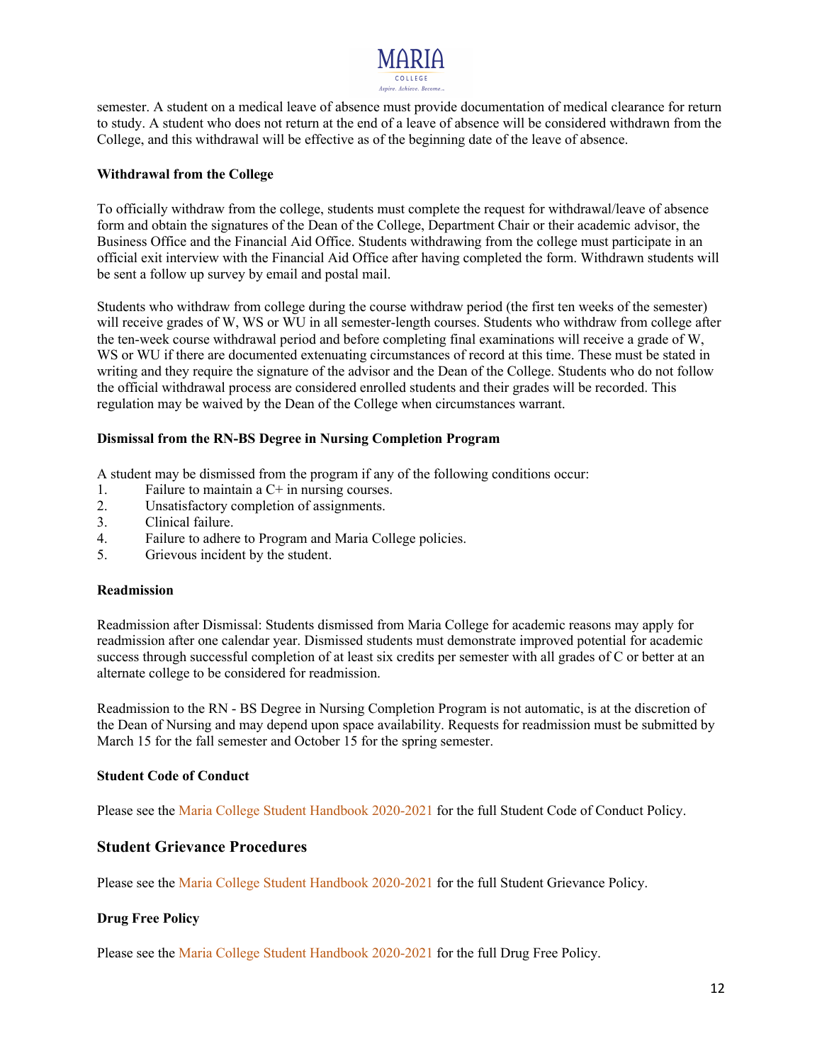semester. A student on a medical leave of absence must provide documentation of medical clearance for return to study. A student who does not return at the end of a leave of absence will be considered withdrawn from the College, and this withdrawal will be effective as of the beginning date of the leave of absence.

**Withdrawal from the College**

To officially withdraw from the college, students must complete the request for withdrawal/leave of absence form and obtain the signatures of the Dean of the College, Department Chair or their academic advisor, the Business Office and the Financial Aid Office. Students withdrawing from the college must participate in an official exit interview with the Financial Aid Office after having completed the form. Withdrawn students will be sent a follow up survey by email and postal mail.

Students who withdraw from college during the course withdraw period (the first ten weeks of the semester) will receive grades of W, WS or WU in all semester-length courses. Students who withdraw from college after the ten-week course withdrawal period and before completing final examinations will receive a grade of W, WS or WU if there are documented extenuating circumstances of record at this time. These must be stated in writing and they require the signature of the advisor and the Dean of the College. Students who do not follow the official withdrawal process are considered enrolled students and their grades will be recorded. This regulation may be waived by the Dean of the College when circumstances warrant.

**Dismissal from the RN-BS Degree in Nursing Completion Program**

A student may be dismissed from the program if any of the following conditions occur:

1. Failure to maintain a C+ in nursing courses.
2. Unsatisfactory completion of assignments.
3. Clinical failure.
4. Failure to adhere to Program and Maria College policies.
5. Grievous incident by the student.

**Readmission**

Readmission after Dismissal: Students dismissed from Maria College for academic reasons may apply for readmission after one calendar year. Dismissed students must demonstrate improved potential for academic success through successful completion of at least six credits per semester with all grades of C or better at an alternate college to be considered for readmission.

Readmission to the RN - BS Degree in Nursing Completion Program is not automatic, is at the discretion of the Dean of Nursing and may depend upon space availability. Requests for readmission must be submitted by March 15 for the fall semester and October 15 for the spring semester.

**Student Code of Conduct**

Please see the Maria College Student Handbook 2020-2021 for the full Student Code of Conduct Policy.

## Student Grievance Procedures

Please see the Maria College Student Handbook 2020-2021 for the full Student Grievance Policy.

**Drug Free Policy**

Please see the Maria College Student Handbook 2020-2021 for the full Drug Free Policy.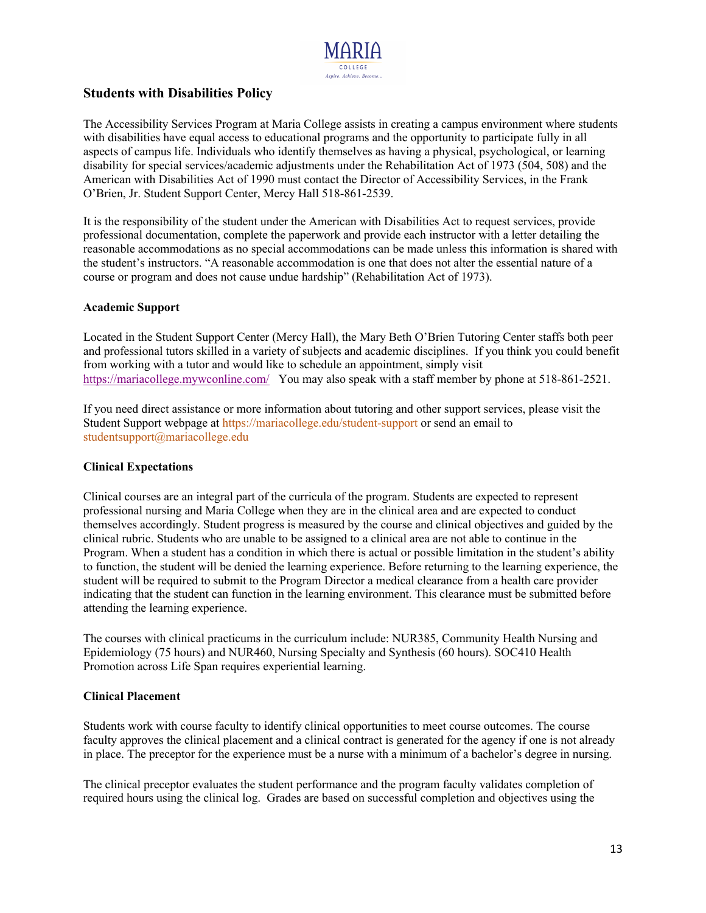## Students with Disabilities Policy

The Accessibility Services Program at Maria College assists in creating a campus environment where students with disabilities have equal access to educational programs and the opportunity to participate fully in all aspects of campus life. Individuals who identify themselves as having a physical, psychological, or learning disability for special services/academic adjustments under the Rehabilitation Act of 1973 (504, 508) and the American with Disabilities Act of 1990 must contact the Director of Accessibility Services, in the Frank O'Brien, Jr. Student Support Center, Mercy Hall 518-861-2539.

It is the responsibility of the student under the American with Disabilities Act to request services, provide professional documentation, complete the paperwork and provide each instructor with a letter detailing the reasonable accommodations as no special accommodations can be made unless this information is shared with the student's instructors. "A reasonable accommodation is one that does not alter the essential nature of a course or program and does not cause undue hardship" (Rehabilitation Act of 1973).

### Academic Support

Located in the Student Support Center (Mercy Hall), the Mary Beth O'Brien Tutoring Center staffs both peer and professional tutors skilled in a variety of subjects and academic disciplines. If you think you could benefit from working with a tutor and would like to schedule an appointment, simply visit https://mariacollege.mywconline.com/ You may also speak with a staff member by phone at 518-861-2521.

If you need direct assistance or more information about tutoring and other support services, please visit the Student Support webpage at https://mariacollege.edu/student-support or send an email to studentsupport@mariacollege.edu

### Clinical Expectations

Clinical courses are an integral part of the curricula of the program. Students are expected to represent professional nursing and Maria College when they are in the clinical area and are expected to conduct themselves accordingly. Student progress is measured by the course and clinical objectives and guided by the clinical rubric. Students who are unable to be assigned to a clinical area are not able to continue in the Program. When a student has a condition in which there is actual or possible limitation in the student's ability to function, the student will be denied the learning experience. Before returning to the learning experience, the student will be required to submit to the Program Director a medical clearance from a health care provider indicating that the student can function in the learning environment. This clearance must be submitted before attending the learning experience.

The courses with clinical practicums in the curriculum include: NUR385, Community Health Nursing and Epidemiology (75 hours) and NUR460, Nursing Specialty and Synthesis (60 hours). SOC410 Health Promotion across Life Span requires experiential learning.

### Clinical Placement

Students work with course faculty to identify clinical opportunities to meet course outcomes. The course faculty approves the clinical placement and a clinical contract is generated for the agency if one is not already in place. The preceptor for the experience must be a nurse with a minimum of a bachelor's degree in nursing.

The clinical preceptor evaluates the student performance and the program faculty validates completion of required hours using the clinical log. Grades are based on successful completion and objectives using the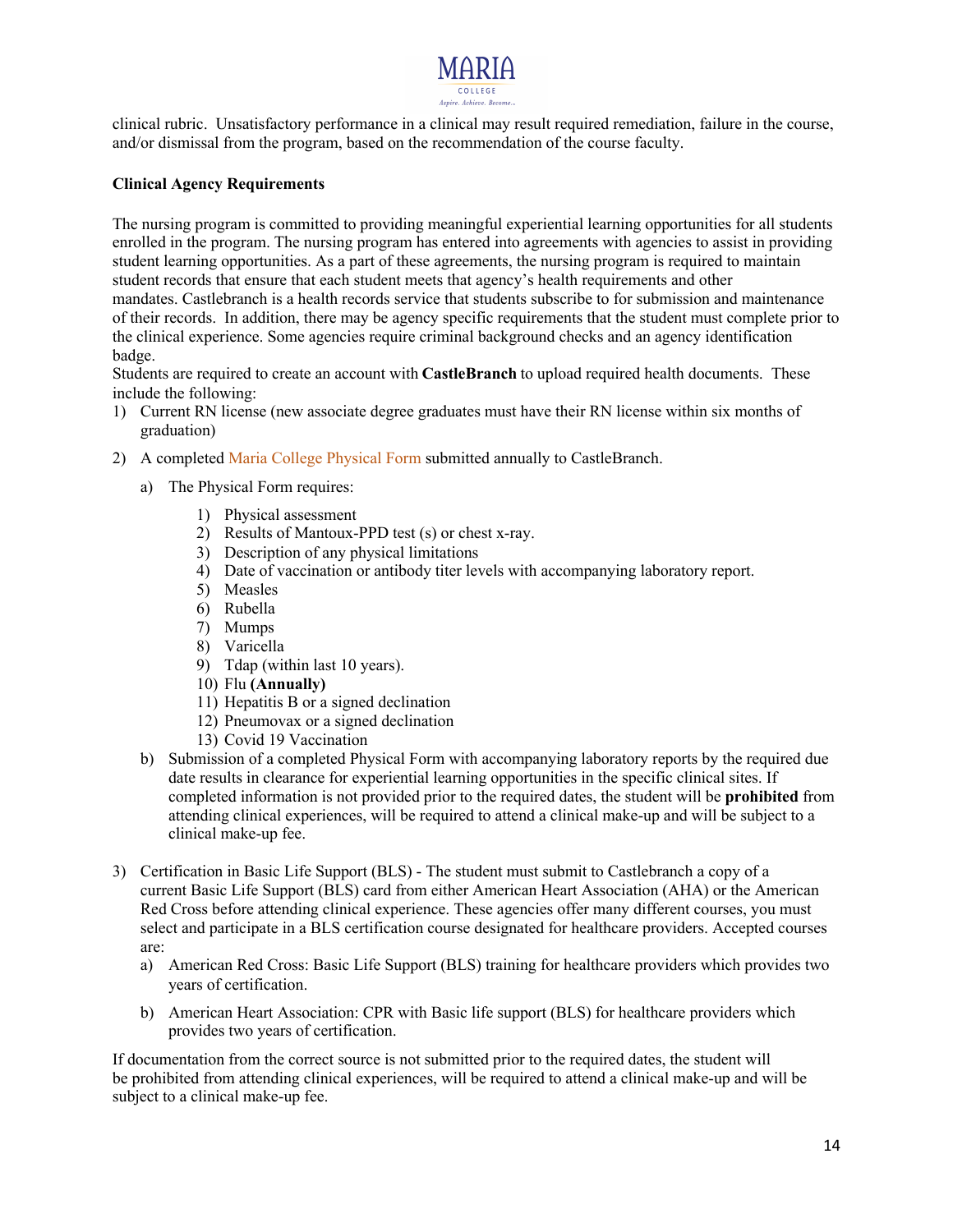clinical rubric. Unsatisfactory performance in a clinical may result required remediation, failure in the course, and/or dismissal from the program, based on the recommendation of the course faculty.

**Clinical Agency Requirements**

The nursing program is committed to providing meaningful experiential learning opportunities for all students enrolled in the program. The nursing program has entered into agreements with agencies to assist in providing student learning opportunities. As a part of these agreements, the nursing program is required to maintain student records that ensure that each student meets that agency's health requirements and other mandates. Castlebranch is a health records service that students subscribe to for submission and maintenance of their records. In addition, there may be agency specific requirements that the student must complete prior to the clinical experience. Some agencies require criminal background checks and an agency identification badge.

Students are required to create an account with **CastleBranch** to upload required health documents. These include the following:

1) Current RN license (new associate degree graduates must have their RN license within six months of graduation)
2) A completed Maria College Physical Form submitted annually to CastleBranch.
   a) The Physical Form requires:
      1) Physical assessment
      2) Results of Mantoux-PPD test (s) or chest x-ray.
      3) Description of any physical limitations
      4) Date of vaccination or antibody titer levels with accompanying laboratory report.
      5) Measles
      6) Rubella
      7) Mumps
      8) Varicella
      9) Tdap (within last 10 years).
      10) Flu **(Annually)**
      11) Hepatitis B or a signed declination
      12) Pneumovax or a signed declination
      13) Covid 19 Vaccination
   b) Submission of a completed Physical Form with accompanying laboratory reports by the required due date results in clearance for experiential learning opportunities in the specific clinical sites. If completed information is not provided prior to the required dates, the student will be **prohibited** from attending clinical experiences, will be required to attend a clinical make-up and will be subject to a clinical make-up fee.
3) Certification in Basic Life Support (BLS) - The student must submit to Castlebranch a copy of a current Basic Life Support (BLS) card from either American Heart Association (AHA) or the American Red Cross before attending clinical experience. These agencies offer many different courses, you must select and participate in a BLS certification course designated for healthcare providers. Accepted courses are:
   a) American Red Cross: Basic Life Support (BLS) training for healthcare providers which provides two years of certification.
   b) American Heart Association: CPR with Basic life support (BLS) for healthcare providers which provides two years of certification.

If documentation from the correct source is not submitted prior to the required dates, the student will be prohibited from attending clinical experiences, will be required to attend a clinical make-up and will be subject to a clinical make-up fee.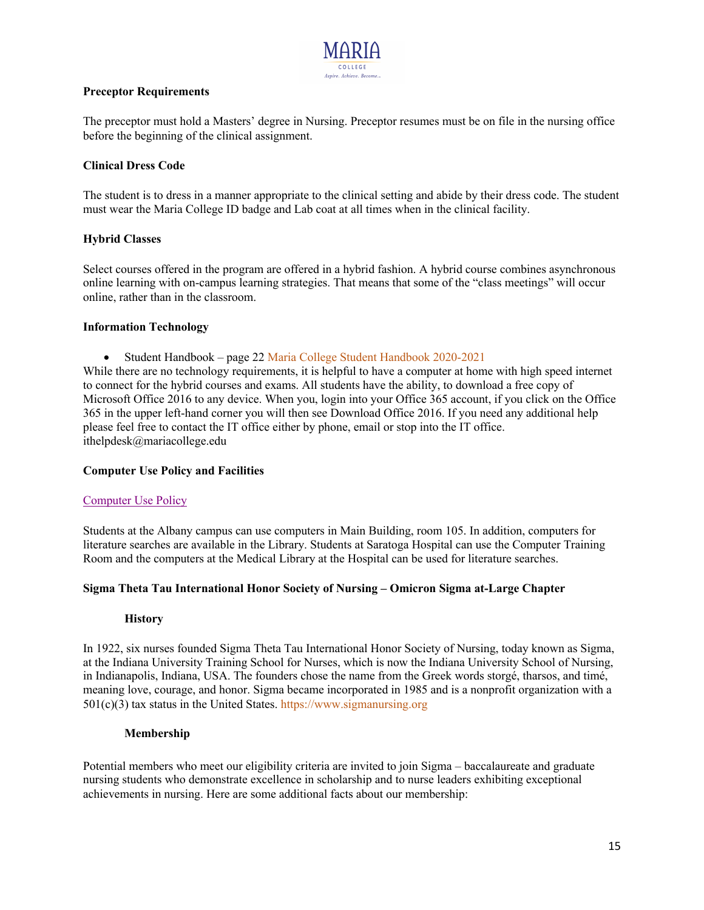**Preceptor Requirements**

The preceptor must hold a Masters' degree in Nursing. Preceptor resumes must be on file in the nursing office before the beginning of the clinical assignment.

**Clinical Dress Code**

The student is to dress in a manner appropriate to the clinical setting and abide by their dress code. The student must wear the Maria College ID badge and Lab coat at all times when in the clinical facility.

**Hybrid Classes**

Select courses offered in the program are offered in a hybrid fashion. A hybrid course combines asynchronous online learning with on-campus learning strategies. That means that some of the "class meetings" will occur online, rather than in the classroom.

**Information Technology**

- Student Handbook – page 22 Maria College Student Handbook 2020-2021

While there are no technology requirements, it is helpful to have a computer at home with high speed internet to connect for the hybrid courses and exams. All students have the ability, to download a free copy of Microsoft Office 2016 to any device. When you, login into your Office 365 account, if you click on the Office 365 in the upper left-hand corner you will then see Download Office 2016. If you need any additional help please feel free to contact the IT office either by phone, email or stop into the IT office. ithelpdesk@mariacollege.edu

**Computer Use Policy and Facilities**

Computer Use Policy

Students at the Albany campus can use computers in Main Building, room 105. In addition, computers for literature searches are available in the Library. Students at Saratoga Hospital can use the Computer Training Room and the computers at the Medical Library at the Hospital can be used for literature searches.

**Sigma Theta Tau International Honor Society of Nursing – Omicron Sigma at-Large Chapter**

**History**

In 1922, six nurses founded Sigma Theta Tau International Honor Society of Nursing, today known as Sigma, at the Indiana University Training School for Nurses, which is now the Indiana University School of Nursing, in Indianapolis, Indiana, USA. The founders chose the name from the Greek words storgé, tharsos, and timé, meaning love, courage, and honor. Sigma became incorporated in 1985 and is a nonprofit organization with a 501(c)(3) tax status in the United States. https://www.sigmanursing.org

**Membership**

Potential members who meet our eligibility criteria are invited to join Sigma – baccalaureate and graduate nursing students who demonstrate excellence in scholarship and to nurse leaders exhibiting exceptional achievements in nursing. Here are some additional facts about our membership: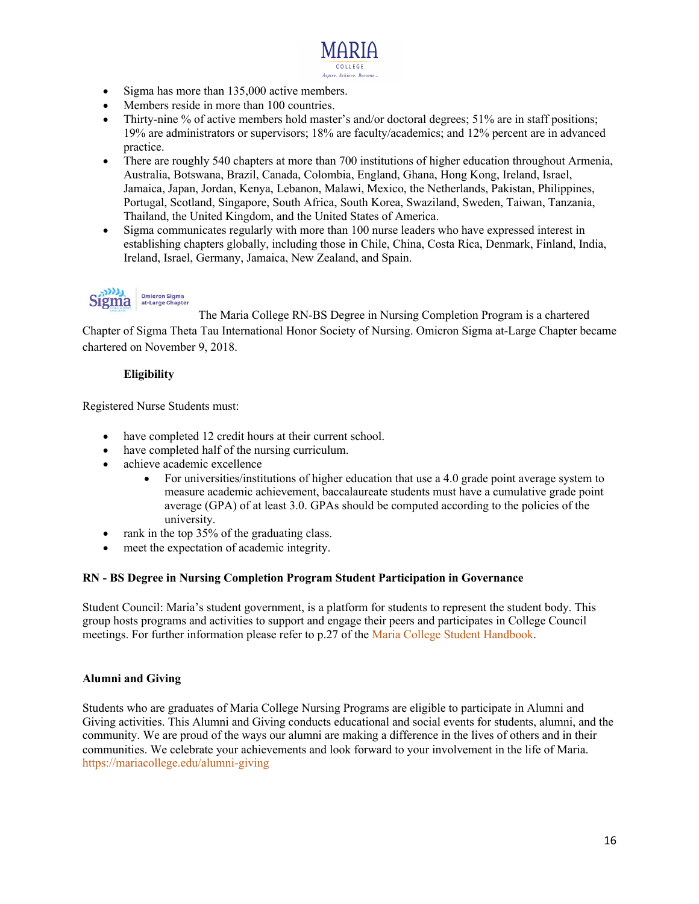- Sigma has more than 135,000 active members.
- Members reside in more than 100 countries.
- Thirty-nine % of active members hold master's and/or doctoral degrees; 51% are in staff positions; 19% are administrators or supervisors; 18% are faculty/academics; and 12% percent are in advanced practice.
- There are roughly 540 chapters at more than 700 institutions of higher education throughout Armenia, Australia, Botswana, Brazil, Canada, Colombia, England, Ghana, Hong Kong, Ireland, Israel, Jamaica, Japan, Jordan, Kenya, Lebanon, Malawi, Mexico, the Netherlands, Pakistan, Philippines, Portugal, Scotland, Singapore, South Africa, South Korea, Swaziland, Sweden, Taiwan, Tanzania, Thailand, the United Kingdom, and the United States of America.
- Sigma communicates regularly with more than 100 nurse leaders who have expressed interest in establishing chapters globally, including those in Chile, China, Costa Rica, Denmark, Finland, India, Ireland, Israel, Germany, Jamaica, New Zealand, and Spain.

Sigma | Omicron Sigma at-Large Chapter

The Maria College RN-BS Degree in Nursing Completion Program is a chartered Chapter of Sigma Theta Tau International Honor Society of Nursing. Omicron Sigma at-Large Chapter became chartered on November 9, 2018.

**Eligibility**

Registered Nurse Students must:

- have completed 12 credit hours at their current school.
- have completed half of the nursing curriculum.
- achieve academic excellence
  - For universities/institutions of higher education that use a 4.0 grade point average system to measure academic achievement, baccalaureate students must have a cumulative grade point average (GPA) of at least 3.0. GPAs should be computed according to the policies of the university.
- rank in the top 35% of the graduating class.
- meet the expectation of academic integrity.

**RN - BS Degree in Nursing Completion Program Student Participation in Governance**

Student Council: Maria's student government, is a platform for students to represent the student body. This group hosts programs and activities to support and engage their peers and participates in College Council meetings. For further information please refer to p.27 of the Maria College Student Handbook.

**Alumni and Giving**

Students who are graduates of Maria College Nursing Programs are eligible to participate in Alumni and Giving activities. This Alumni and Giving conducts educational and social events for students, alumni, and the community. We are proud of the ways our alumni are making a difference in the lives of others and in their communities. We celebrate your achievements and look forward to your involvement in the life of Maria. https://mariacollege.edu/alumni-giving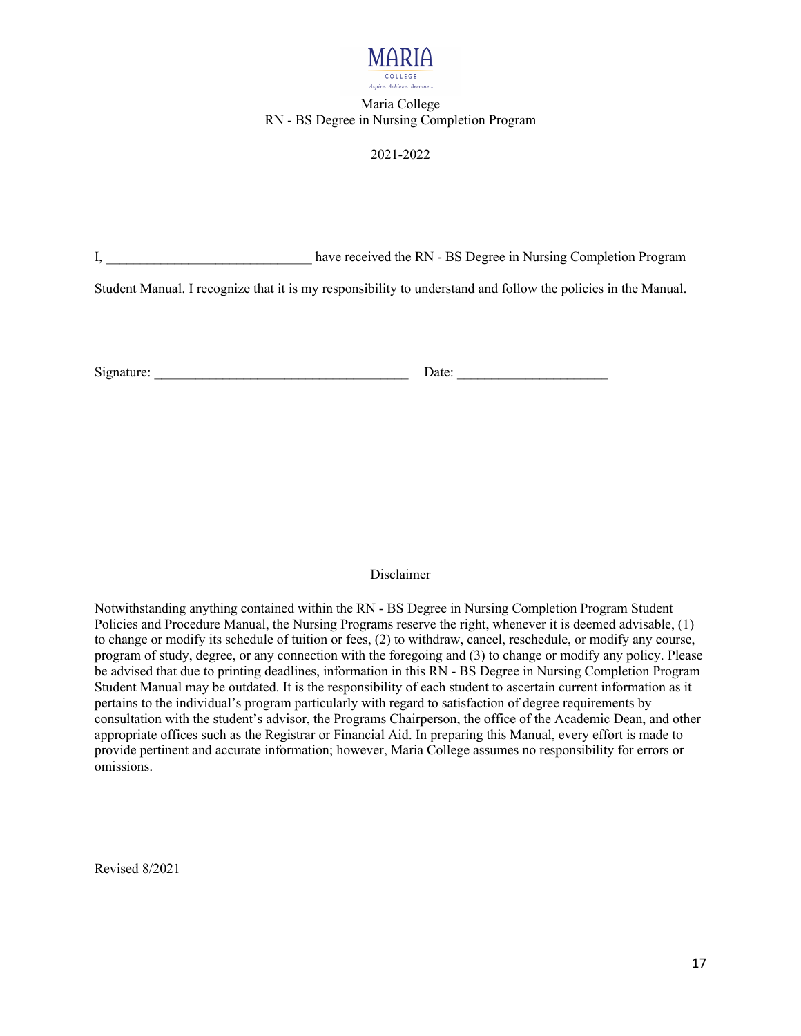Maria College
RN - BS Degree in Nursing Completion Program

2021-2022

I, ______________________________ have received the RN - BS Degree in Nursing Completion Program Student Manual. I recognize that it is my responsibility to understand and follow the policies in the Manual.

Signature: _____________________________________ Date: ______________________

Disclaimer

Notwithstanding anything contained within the RN - BS Degree in Nursing Completion Program Student Policies and Procedure Manual, the Nursing Programs reserve the right, whenever it is deemed advisable, (1) to change or modify its schedule of tuition or fees, (2) to withdraw, cancel, reschedule, or modify any course, program of study, degree, or any connection with the foregoing and (3) to change or modify any policy. Please be advised that due to printing deadlines, information in this RN - BS Degree in Nursing Completion Program Student Manual may be outdated. It is the responsibility of each student to ascertain current information as it pertains to the individual's program particularly with regard to satisfaction of degree requirements by consultation with the student's advisor, the Programs Chairperson, the office of the Academic Dean, and other appropriate offices such as the Registrar or Financial Aid. In preparing this Manual, every effort is made to provide pertinent and accurate information; however, Maria College assumes no responsibility for errors or omissions.

Revised 8/2021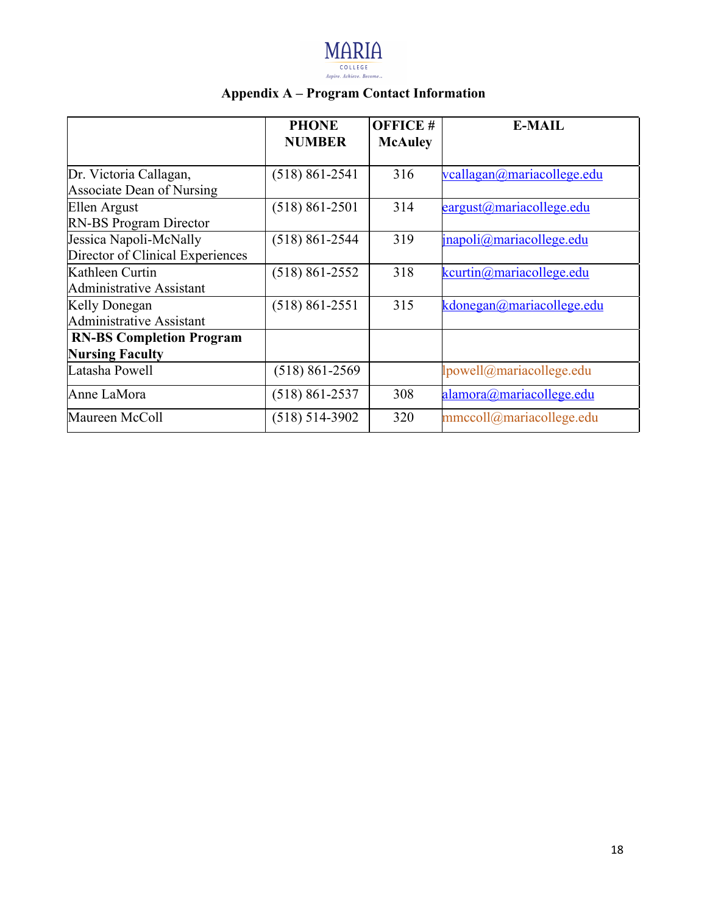## Appendix A – Program Contact Information

| | PHONE NUMBER | OFFICE # McAuley | E-MAIL |
|---|---|---|---|
| Dr. Victoria Callagan, Associate Dean of Nursing | (518) 861-2541 | 316 | vcallagan@mariacollege.edu |
| Ellen Argust RN-BS Program Director | (518) 861-2501 | 314 | eargust@mariacollege.edu |
| Jessica Napoli-McNally Director of Clinical Experiences | (518) 861-2544 | 319 | jnapoli@mariacollege.edu |
| Kathleen Curtin Administrative Assistant | (518) 861-2552 | 318 | kcurtin@mariacollege.edu |
| Kelly Donegan Administrative Assistant | (518) 861-2551 | 315 | kdonegan@mariacollege.edu |
| **RN-BS Completion Program Nursing Faculty** | | | |
| Latasha Powell | (518) 861-2569 | | lpowell@mariacollege.edu |
| Anne LaMora | (518) 861-2537 | 308 | alamora@mariacollege.edu |
| Maureen McColl | (518) 514-3902 | 320 | mmccoll@mariacollege.edu |